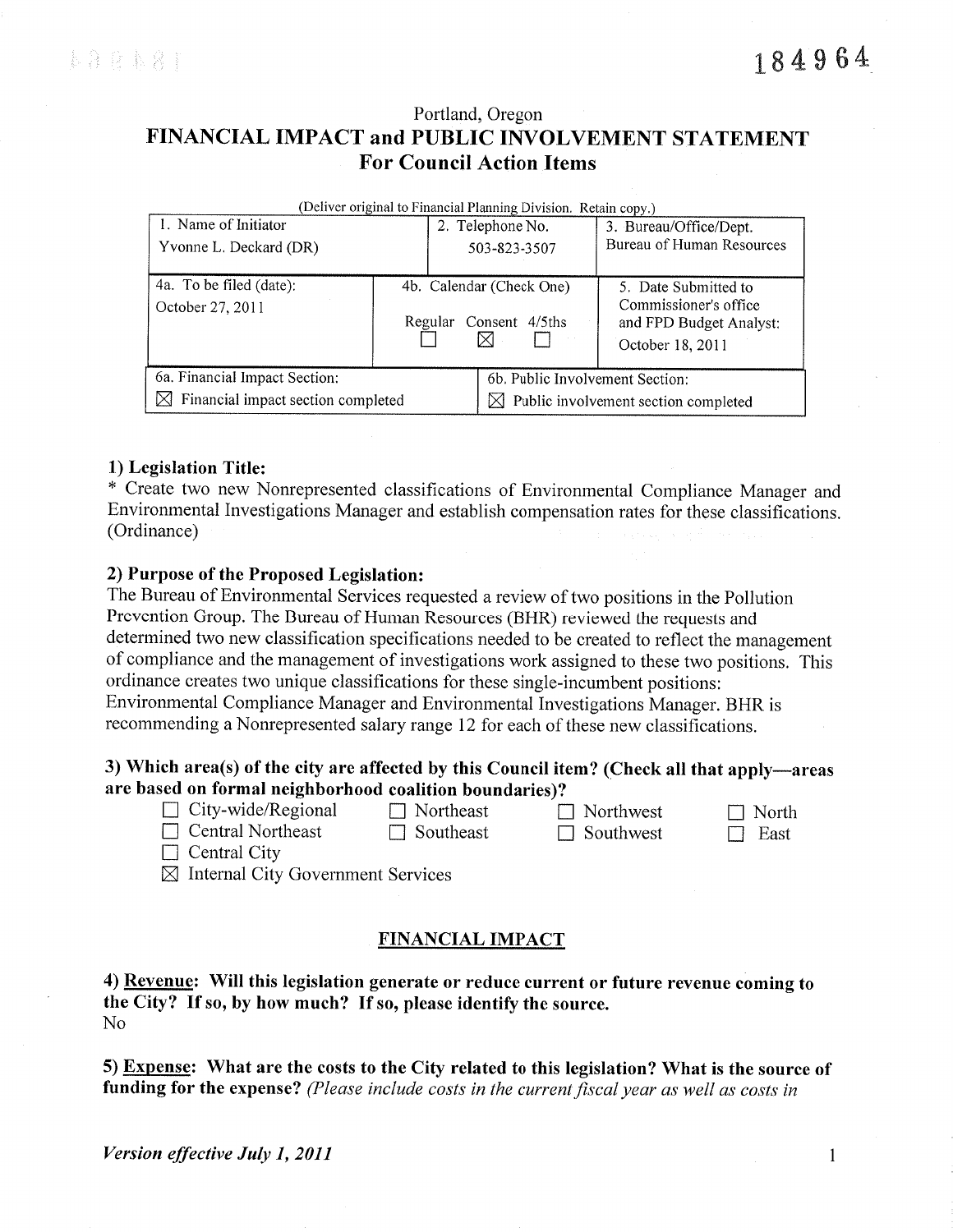184964

Portland, Oregon

# FINANCIAL IMPACT and PUBLIC INVOLVEMENT STATEMENT
## For Council Action Items

(Deliver original to Financial Planning Division. Retain copy.)

| 1. Name of Initiator<br>Yvonne L. Deckard (DR) | 2. Telephone No.<br>503-823-3507 | 3. Bureau/Office/Dept.<br>Bureau of Human Resources |
|---|---|---|
| 4a. To be filed (date):<br>October 27, 2011 | 4b. Calendar (Check One)<br>Regular ☐ Consent ☒ 4/5ths ☐ | 5. Date Submitted to Commissioner's office and FPD Budget Analyst:<br>October 18, 2011 |
| 6a. Financial Impact Section:<br>☒ Financial impact section completed | 6b. Public Involvement Section:<br>☒ Public involvement section completed | |

**1) Legislation Title:**

* Create two new Nonrepresented classifications of Environmental Compliance Manager and Environmental Investigations Manager and establish compensation rates for these classifications. (Ordinance)

**2) Purpose of the Proposed Legislation:**

The Bureau of Environmental Services requested a review of two positions in the Pollution Prevention Group. The Bureau of Human Resources (BHR) reviewed the requests and determined two new classification specifications needed to be created to reflect the management of compliance and the management of investigations work assigned to these two positions. This ordinance creates two unique classifications for these single-incumbent positions: Environmental Compliance Manager and Environmental Investigations Manager. BHR is recommending a Nonrepresented salary range 12 for each of these new classifications.

**3) Which area(s) of the city are affected by this Council item? (Check all that apply—areas are based on formal neighborhood coalition boundaries)?**

☐ City-wide/Regional ☐ Northeast ☐ Northwest ☐ North
☐ Central Northeast ☐ Southeast ☐ Southwest ☐ East
☐ Central City
☒ Internal City Government Services

## FINANCIAL IMPACT

**4) Revenue: Will this legislation generate or reduce current or future revenue coming to the City? If so, by how much? If so, please identify the source.**

No

**5) Expense: What are the costs to the City related to this legislation? What is the source of funding for the expense?** *(Please include costs in the current fiscal year as well as costs in*

*Version effective July 1, 2011*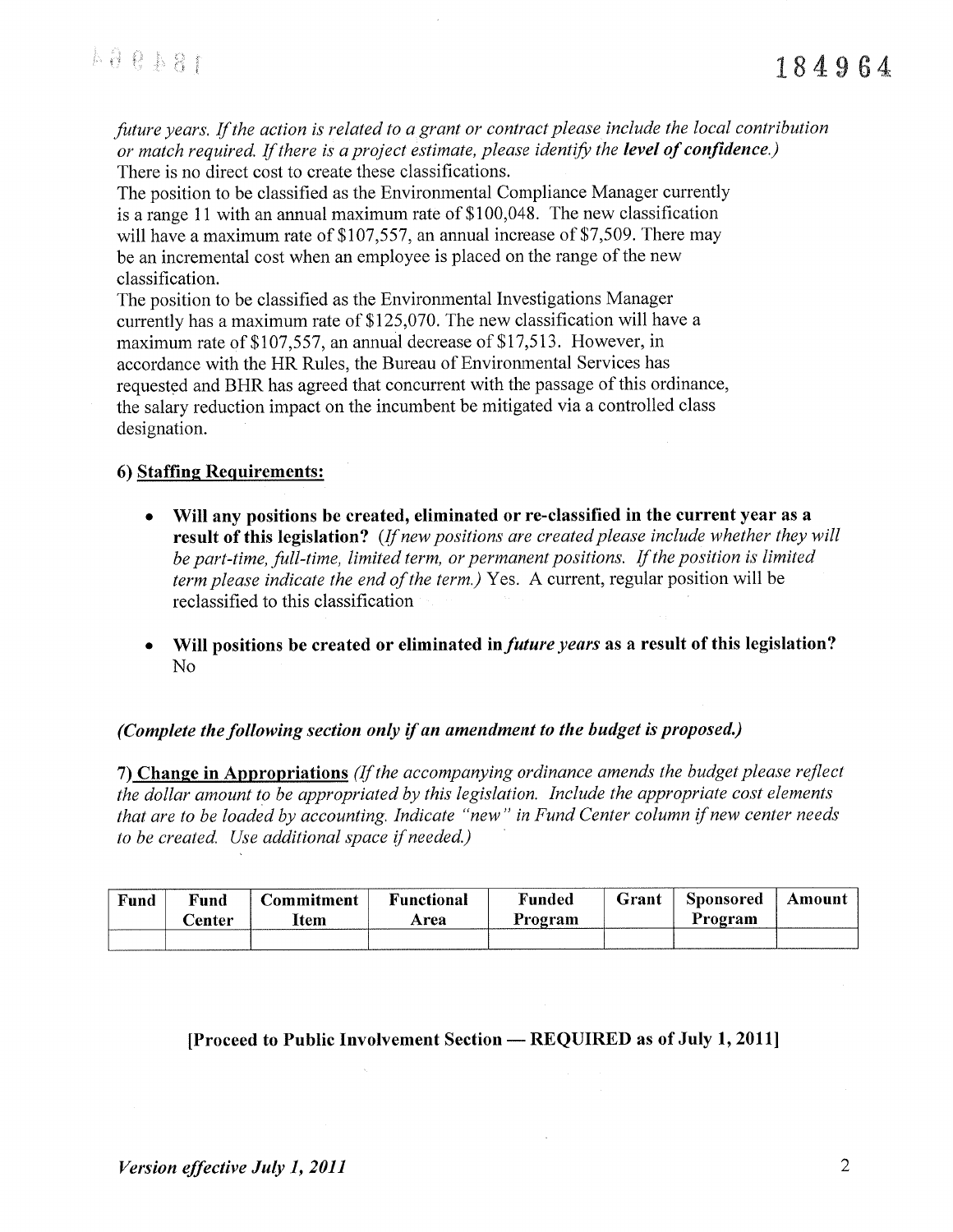*future years. If the action is related to a grant or contract please include the local contribution or match required. If there is a project estimate, please identify the* ***level of confidence.)***
There is no direct cost to create these classifications.
The position to be classified as the Environmental Compliance Manager currently is a range 11 with an annual maximum rate of $100,048. The new classification will have a maximum rate of $107,557, an annual increase of $7,509. There may be an incremental cost when an employee is placed on the range of the new classification.
The position to be classified as the Environmental Investigations Manager currently has a maximum rate of $125,070. The new classification will have a maximum rate of $107,557, an annual decrease of $17,513. However, in accordance with the HR Rules, the Bureau of Environmental Services has requested and BHR has agreed that concurrent with the passage of this ordinance, the salary reduction impact on the incumbent be mitigated via a controlled class designation.

**6) Staffing Requirements:**

- **Will any positions be created, eliminated or re-classified in the current year as a result of this legislation?** *(If new positions are created please include whether they will be part-time, full-time, limited term, or permanent positions. If the position is limited term please indicate the end of the term.)* Yes. A current, regular position will be reclassified to this classification
- **Will positions be created or eliminated in** ***future years*** **as a result of this legislation?** No

***(Complete the following section only if an amendment to the budget is proposed.)***

**7) Change in Appropriations** *(If the accompanying ordinance amends the budget please reflect the dollar amount to be appropriated by this legislation. Include the appropriate cost elements that are to be loaded by accounting. Indicate "new" in Fund Center column if new center needs to be created. Use additional space if needed.)*

| Fund | Fund Center | Commitment Item | Functional Area | Funded Program | Grant | Sponsored Program | Amount |
|---|---|---|---|---|---|---|---|
| | | | | | | | |

**[Proceed to Public Involvement Section — REQUIRED as of July 1, 2011]**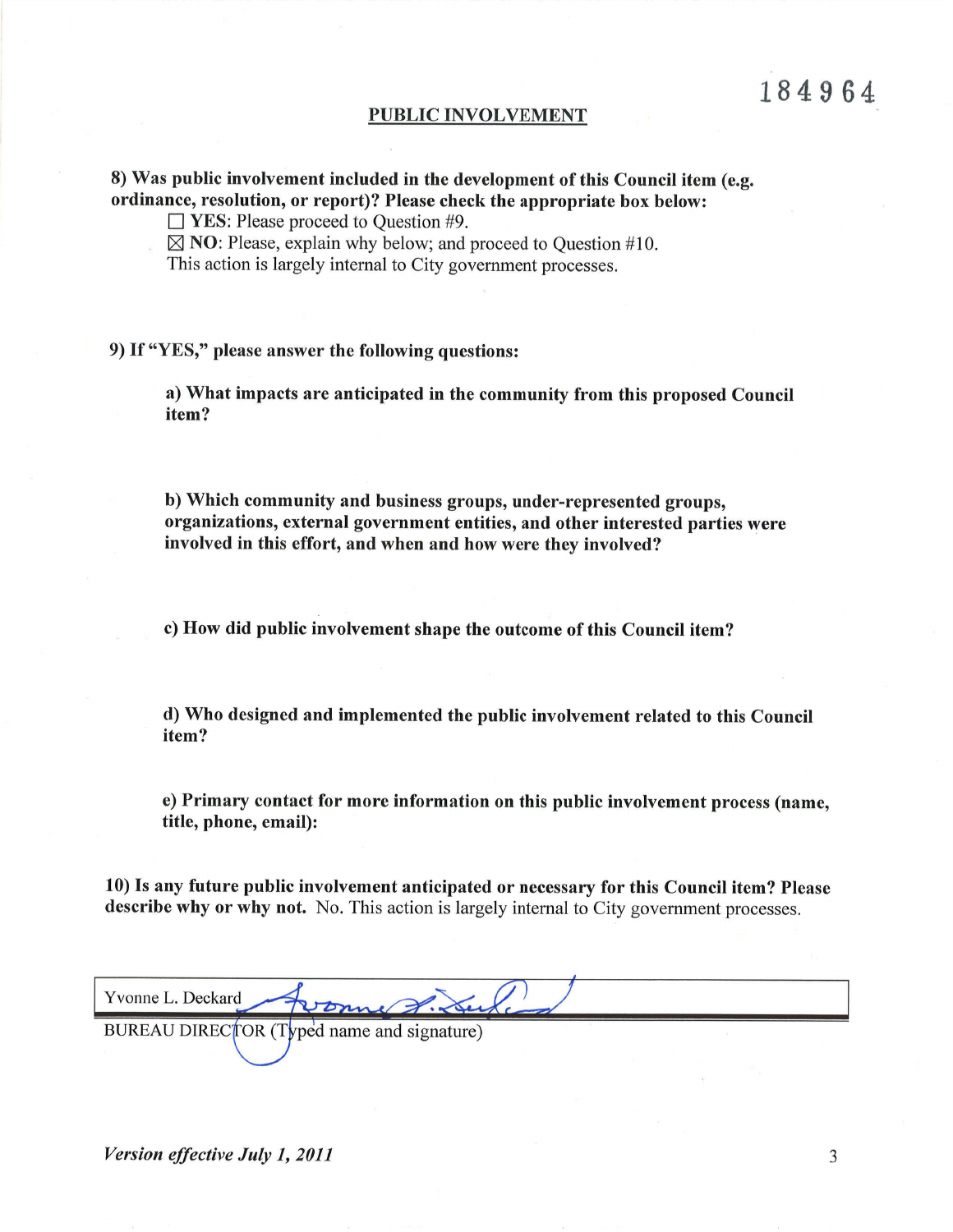184964

## PUBLIC INVOLVEMENT

**8) Was public involvement included in the development of this Council item (e.g. ordinance, resolution, or report)? Please check the appropriate box below:**

☐ **YES**: Please proceed to Question #9.

☒ **NO**: Please, explain why below; and proceed to Question #10.

This action is largely internal to City government processes.

**9) If "YES," please answer the following questions:**

**a) What impacts are anticipated in the community from this proposed Council item?**

**b) Which community and business groups, under-represented groups, organizations, external government entities, and other interested parties were involved in this effort, and when and how were they involved?**

**c) How did public involvement shape the outcome of this Council item?**

**d) Who designed and implemented the public involvement related to this Council item?**

**e) Primary contact for more information on this public involvement process (name, title, phone, email):**

**10) Is any future public involvement anticipated or necessary for this Council item? Please describe why or why not.** No. This action is largely internal to City government processes.

Yvonne L. Deckard

BUREAU DIRECTOR (Typed name and signature)

*Version effective July 1, 2011*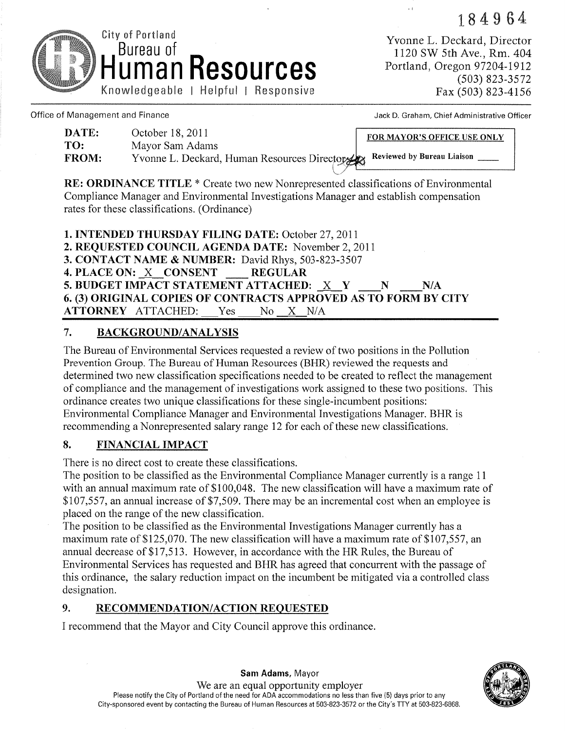184964

City of Portland
Bureau of
**Human Resources**
Knowledgeable | Helpful | Responsive

Yvonne L. Deckard, Director
1120 SW 5th Ave., Rm. 404
Portland, Oregon 97204-1912
(503) 823-3572
Fax (503) 823-4156

Office of Management and Finance

Jack D. Graham, Chief Administrative Officer

**DATE:** October 18, 2011
**TO:** Mayor Sam Adams
**FROM:** Yvonne L. Deckard, Human Resources Director

**FOR MAYOR'S OFFICE USE ONLY**
**Reviewed by Bureau Liaison** ____

**RE: ORDINANCE TITLE** * Create two new Nonrepresented classifications of Environmental Compliance Manager and Environmental Investigations Manager and establish compensation rates for these classifications. (Ordinance)

**1. INTENDED THURSDAY FILING DATE:** October 27, 2011
**2. REQUESTED COUNCIL AGENDA DATE:** November 2, 2011
**3. CONTACT NAME & NUMBER:** David Rhys, 503-823-3507
**4. PLACE ON:** _X_ **CONSENT** ____ **REGULAR**
**5. BUDGET IMPACT STATEMENT ATTACHED:** _X_ **Y** ____ **N** ____ **N/A**
**6. (3) ORIGINAL COPIES OF CONTRACTS APPROVED AS TO FORM BY CITY ATTORNEY** ATTACHED: ___ Yes ___ No _X_ N/A

## 7. BACKGROUND/ANALYSIS

The Bureau of Environmental Services requested a review of two positions in the Pollution Prevention Group. The Bureau of Human Resources (BHR) reviewed the requests and determined two new classification specifications needed to be created to reflect the management of compliance and the management of investigations work assigned to these two positions. This ordinance creates two unique classifications for these single-incumbent positions: Environmental Compliance Manager and Environmental Investigations Manager. BHR is recommending a Nonrepresented salary range 12 for each of these new classifications.

## 8. FINANCIAL IMPACT

There is no direct cost to create these classifications.
The position to be classified as the Environmental Compliance Manager currently is a range 11 with an annual maximum rate of $100,048. The new classification will have a maximum rate of $107,557, an annual increase of $7,509. There may be an incremental cost when an employee is placed on the range of the new classification.
The position to be classified as the Environmental Investigations Manager currently has a maximum rate of $125,070. The new classification will have a maximum rate of $107,557, an annual decrease of $17,513. However, in accordance with the HR Rules, the Bureau of Environmental Services has requested and BHR has agreed that concurrent with the passage of this ordinance, the salary reduction impact on the incumbent be mitigated via a controlled class designation.

## 9. RECOMMENDATION/ACTION REQUESTED

I recommend that the Mayor and City Council approve this ordinance.

**Sam Adams,** Mayor
We are an equal opportunity employer
Please notify the City of Portland of the need for ADA accommodations no less than five (5) days prior to any City-sponsored event by contacting the Bureau of Human Resources at 503-823-3572 or the City's TTY at 503-823-6868.